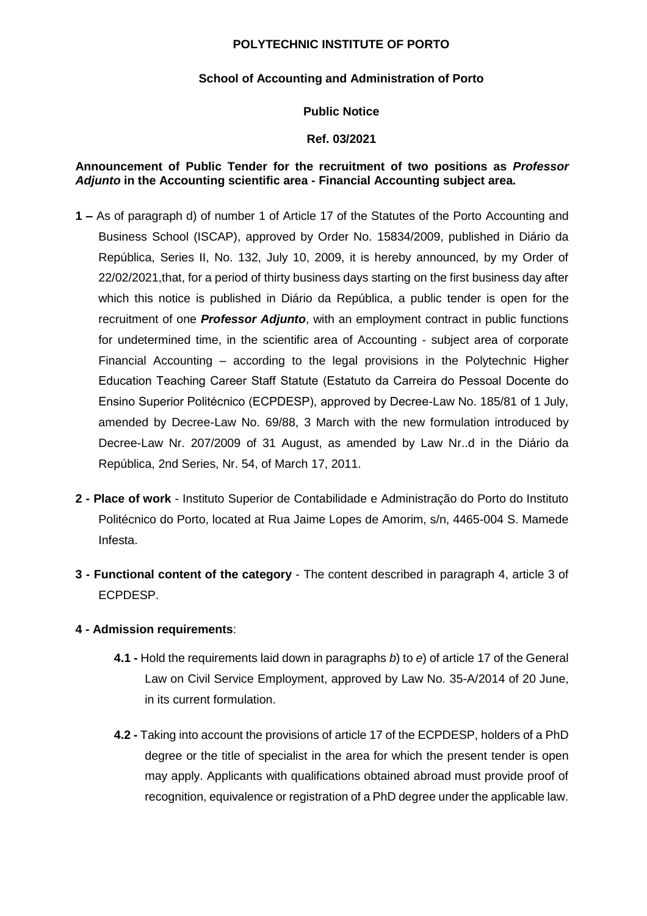**POLYTECHNIC INSTITUTE OF PORTO**

**School of Accounting and Administration of Porto**

**Public Notice**

**Ref. 03/2021**

**Announcement of Public Tender for the recruitment of two positions as *Professor Adjunto* in the Accounting scientific area - Financial Accounting subject area.**

**1 –** As of paragraph d) of number 1 of Article 17 of the Statutes of the Porto Accounting and Business School (ISCAP), approved by Order No. 15834/2009, published in Diário da República, Series II, No. 132, July 10, 2009, it is hereby announced, by my Order of 22/02/2021,that, for a period of thirty business days starting on the first business day after which this notice is published in Diário da República, a public tender is open for the recruitment of one ***Professor Adjunto***, with an employment contract in public functions for undetermined time, in the scientific area of Accounting - subject area of corporate Financial Accounting – according to the legal provisions in the Polytechnic Higher Education Teaching Career Staff Statute (Estatuto da Carreira do Pessoal Docente do Ensino Superior Politécnico (ECPDESP), approved by Decree-Law No. 185/81 of 1 July, amended by Decree-Law No. 69/88, 3 March with the new formulation introduced by Decree-Law Nr. 207/2009 of 31 August, as amended by Law Nr..d in the Diário da República, 2nd Series, Nr. 54, of March 17, 2011.

**2 - Place of work** - Instituto Superior de Contabilidade e Administração do Porto do Instituto Politécnico do Porto, located at Rua Jaime Lopes de Amorim, s/n, 4465-004 S. Mamede Infesta.

**3 - Functional content of the category** - The content described in paragraph 4, article 3 of ECPDESP.

**4 - Admission requirements**:

**4.1 -** Hold the requirements laid down in paragraphs *b*) to *e*) of article 17 of the General Law on Civil Service Employment, approved by Law No. 35-A/2014 of 20 June, in its current formulation.

**4.2 -** Taking into account the provisions of article 17 of the ECPDESP, holders of a PhD degree or the title of specialist in the area for which the present tender is open may apply. Applicants with qualifications obtained abroad must provide proof of recognition, equivalence or registration of a PhD degree under the applicable law.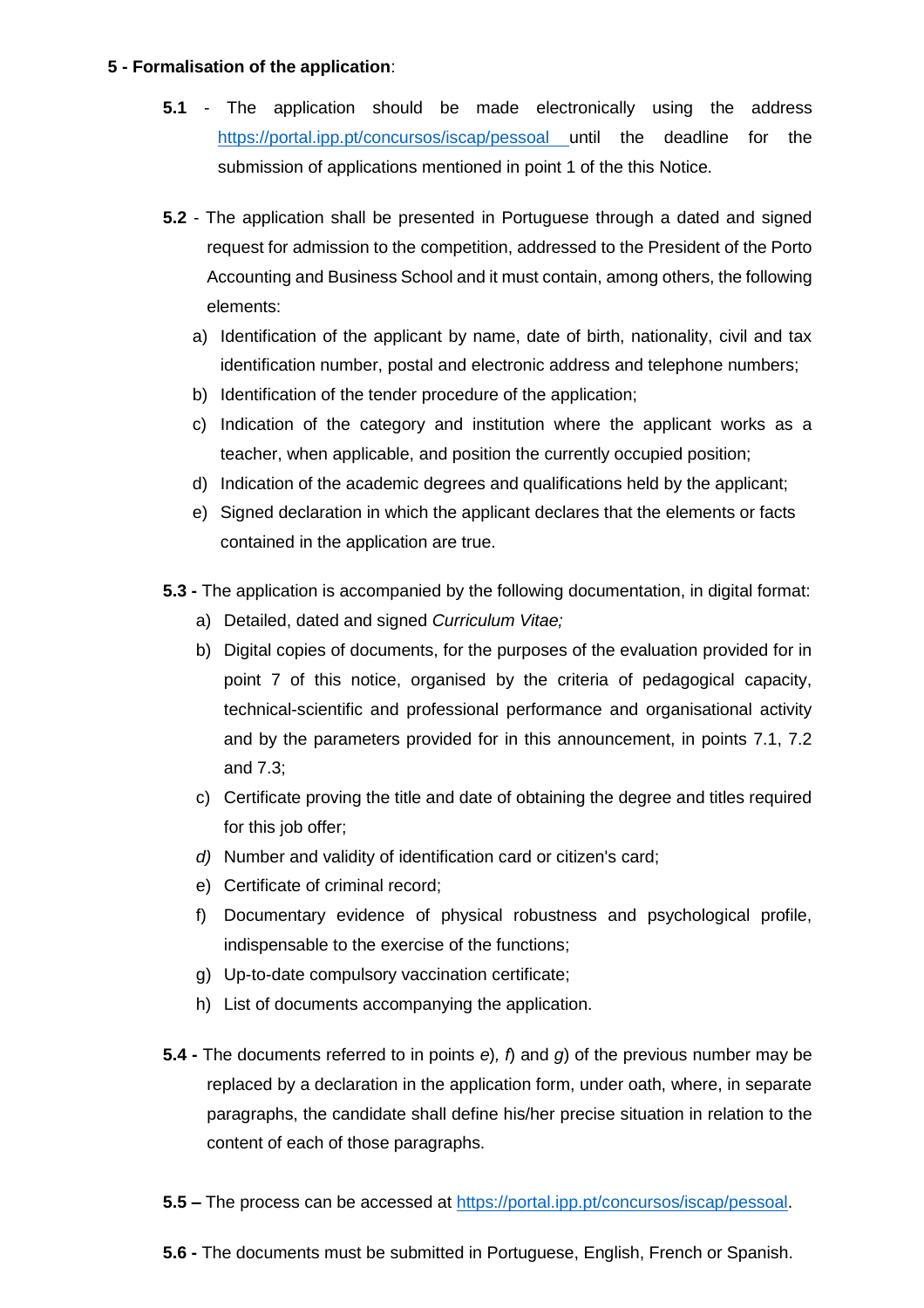**5 - Formalisation of the application**:

**5.1** - The application should be made electronically using the address https://portal.ipp.pt/concursos/iscap/pessoal until the deadline for the submission of applications mentioned in point 1 of the this Notice.

**5.2** - The application shall be presented in Portuguese through a dated and signed request for admission to the competition, addressed to the President of the Porto Accounting and Business School and it must contain, among others, the following elements:

a) Identification of the applicant by name, date of birth, nationality, civil and tax identification number, postal and electronic address and telephone numbers;
b) Identification of the tender procedure of the application;
c) Indication of the category and institution where the applicant works as a teacher, when applicable, and position the currently occupied position;
d) Indication of the academic degrees and qualifications held by the applicant;
e) Signed declaration in which the applicant declares that the elements or facts contained in the application are true.

**5.3 -** The application is accompanied by the following documentation, in digital format:

a) Detailed, dated and signed *Curriculum Vitae;*
b) Digital copies of documents, for the purposes of the evaluation provided for in point 7 of this notice, organised by the criteria of pedagogical capacity, technical-scientific and professional performance and organisational activity and by the parameters provided for in this announcement, in points 7.1, 7.2 and 7.3;
c) Certificate proving the title and date of obtaining the degree and titles required for this job offer;
*d)* Number and validity of identification card or citizen's card;
e) Certificate of criminal record;
f) Documentary evidence of physical robustness and psychological profile, indispensable to the exercise of the functions;
g) Up-to-date compulsory vaccination certificate;
h) List of documents accompanying the application.

**5.4 -** The documents referred to in points *e*)*, f*) and *g*) of the previous number may be replaced by a declaration in the application form, under oath, where, in separate paragraphs, the candidate shall define his/her precise situation in relation to the content of each of those paragraphs.

**5.5 –** The process can be accessed at https://portal.ipp.pt/concursos/iscap/pessoal.

**5.6 -** The documents must be submitted in Portuguese, English, French or Spanish.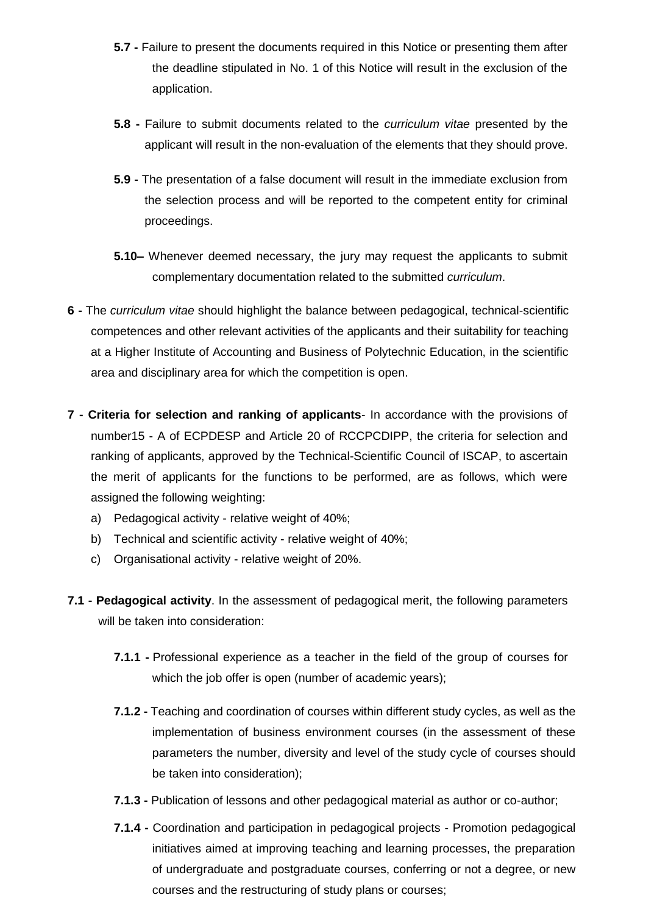**5.7 -** Failure to present the documents required in this Notice or presenting them after the deadline stipulated in No. 1 of this Notice will result in the exclusion of the application.

**5.8 -** Failure to submit documents related to the *curriculum vitae* presented by the applicant will result in the non-evaluation of the elements that they should prove.

**5.9 -** The presentation of a false document will result in the immediate exclusion from the selection process and will be reported to the competent entity for criminal proceedings.

**5.10–** Whenever deemed necessary, the jury may request the applicants to submit complementary documentation related to the submitted *curriculum*.

**6 -** The *curriculum vitae* should highlight the balance between pedagogical, technical-scientific competences and other relevant activities of the applicants and their suitability for teaching at a Higher Institute of Accounting and Business of Polytechnic Education, in the scientific area and disciplinary area for which the competition is open.

**7 - Criteria for selection and ranking of applicants**- In accordance with the provisions of number15 - A of ECPDESP and Article 20 of RCCPCDIPP, the criteria for selection and ranking of applicants, approved by the Technical-Scientific Council of ISCAP, to ascertain the merit of applicants for the functions to be performed, are as follows, which were assigned the following weighting:

a) Pedagogical activity - relative weight of 40%;
b) Technical and scientific activity - relative weight of 40%;
c) Organisational activity - relative weight of 20%.

**7.1 - Pedagogical activity**. In the assessment of pedagogical merit, the following parameters will be taken into consideration:

**7.1.1 -** Professional experience as a teacher in the field of the group of courses for which the job offer is open (number of academic years);

**7.1.2 -** Teaching and coordination of courses within different study cycles, as well as the implementation of business environment courses (in the assessment of these parameters the number, diversity and level of the study cycle of courses should be taken into consideration);

**7.1.3 -** Publication of lessons and other pedagogical material as author or co-author;

**7.1.4 -** Coordination and participation in pedagogical projects - Promotion pedagogical initiatives aimed at improving teaching and learning processes, the preparation of undergraduate and postgraduate courses, conferring or not a degree, or new courses and the restructuring of study plans or courses;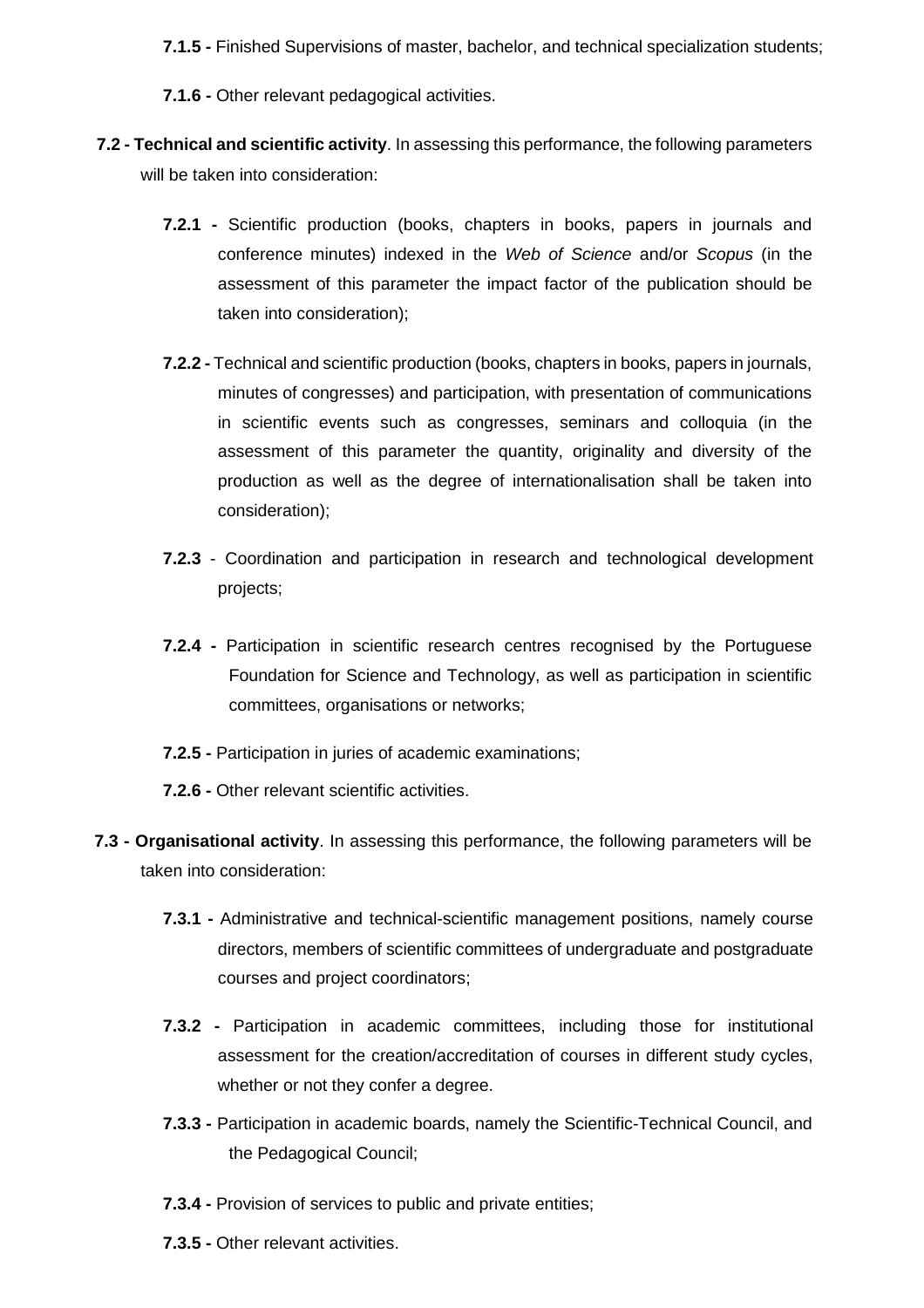**7.1.5 -** Finished Supervisions of master, bachelor, and technical specialization students;

**7.1.6 -** Other relevant pedagogical activities.

**7.2 - Technical and scientific activity**. In assessing this performance, the following parameters will be taken into consideration:

**7.2.1 -** Scientific production (books, chapters in books, papers in journals and conference minutes) indexed in the *Web of Science* and/or *Scopus* (in the assessment of this parameter the impact factor of the publication should be taken into consideration);

**7.2.2 -** Technical and scientific production (books, chapters in books, papers in journals, minutes of congresses) and participation, with presentation of communications in scientific events such as congresses, seminars and colloquia (in the assessment of this parameter the quantity, originality and diversity of the production as well as the degree of internationalisation shall be taken into consideration);

**7.2.3** - Coordination and participation in research and technological development projects;

**7.2.4 -** Participation in scientific research centres recognised by the Portuguese Foundation for Science and Technology, as well as participation in scientific committees, organisations or networks;

**7.2.5 -** Participation in juries of academic examinations;

**7.2.6 -** Other relevant scientific activities.

**7.3 - Organisational activity**. In assessing this performance, the following parameters will be taken into consideration:

**7.3.1 -** Administrative and technical-scientific management positions, namely course directors, members of scientific committees of undergraduate and postgraduate courses and project coordinators;

**7.3.2 -** Participation in academic committees, including those for institutional assessment for the creation/accreditation of courses in different study cycles, whether or not they confer a degree.

**7.3.3 -** Participation in academic boards, namely the Scientific-Technical Council, and the Pedagogical Council;

**7.3.4 -** Provision of services to public and private entities;

**7.3.5 -** Other relevant activities.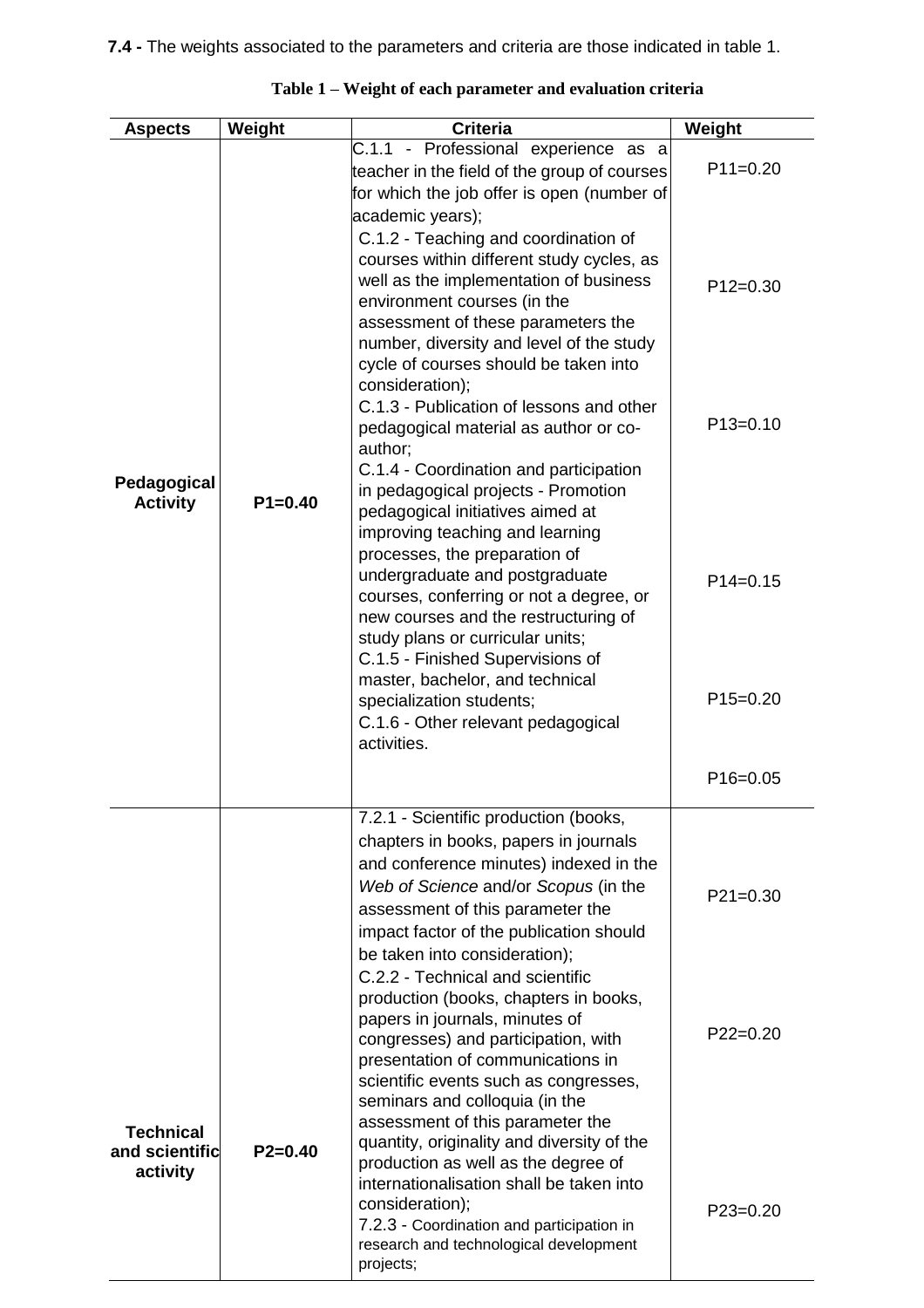**7.4 -** The weights associated to the parameters and criteria are those indicated in table 1.

**Table 1 – Weight of each parameter and evaluation criteria**

| Aspects | Weight | Criteria | Weight |
|---|---|---|---|
| **Pedagogical Activity** | **P1=0.40** | C.1.1 - Professional experience as a teacher in the field of the group of courses for which the job offer is open (number of academic years); | P11=0.20 |
| | | C.1.2 - Teaching and coordination of courses within different study cycles, as well as the implementation of business environment courses (in the assessment of these parameters the number, diversity and level of the study cycle of courses should be taken into consideration); | P12=0.30 |
| | | C.1.3 - Publication of lessons and other pedagogical material as author or co-author; | P13=0.10 |
| | | C.1.4 - Coordination and participation in pedagogical projects - Promotion pedagogical initiatives aimed at improving teaching and learning processes, the preparation of undergraduate and postgraduate courses, conferring or not a degree, or new courses and the restructuring of study plans or curricular units; | P14=0.15 |
| | | C.1.5 - Finished Supervisions of master, bachelor, and technical specialization students; | P15=0.20 |
| | | C.1.6 - Other relevant pedagogical activities. | P16=0.05 |
| **Technical and scientific activity** | **P2=0.40** | 7.2.1 - Scientific production (books, chapters in books, papers in journals and conference minutes) indexed in the *Web of Science* and/or *Scopus* (in the assessment of this parameter the impact factor of the publication should be taken into consideration); | P21=0.30 |
| | | C.2.2 - Technical and scientific production (books, chapters in books, papers in journals, minutes of congresses) and participation, with presentation of communications in scientific events such as congresses, seminars and colloquia (in the assessment of this parameter the quantity, originality and diversity of the production as well as the degree of internationalisation shall be taken into consideration); | P22=0.20 |
| | | 7.2.3 - Coordination and participation in research and technological development projects; | P23=0.20 |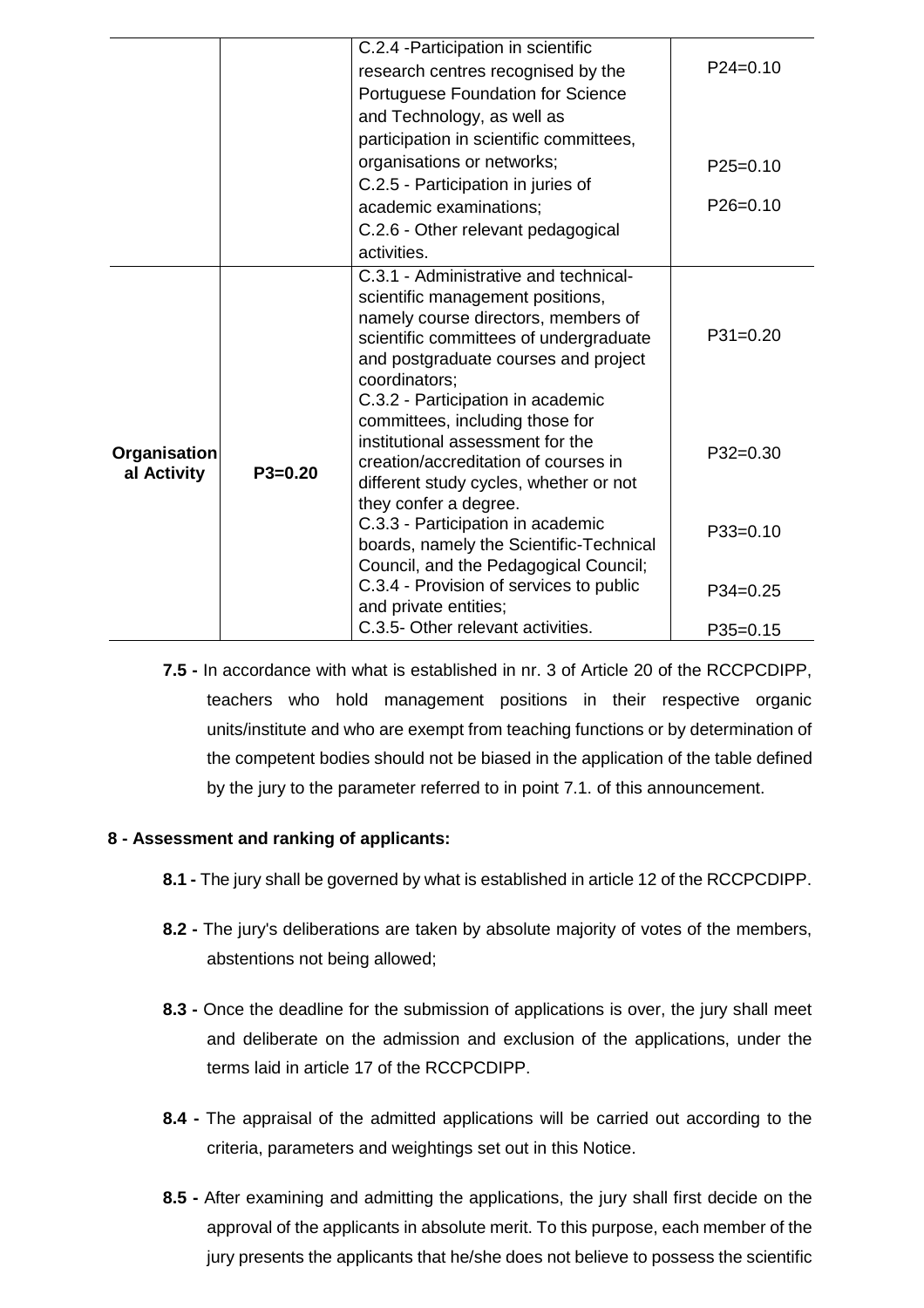| | | | |
|---|---|---|---|
| | | C.2.4 -Participation in scientific research centres recognised by the Portuguese Foundation for Science and Technology, as well as participation in scientific committees, organisations or networks;<br>C.2.5 - Participation in juries of academic examinations;<br>C.2.6 - Other relevant pedagogical activities. | P24=0.10<br>P25=0.10<br>P26=0.10 |
| **Organisational Activity** | **P3=0.20** | C.3.1 - Administrative and technical-scientific management positions, namely course directors, members of scientific committees of undergraduate and postgraduate courses and project coordinators;<br>C.3.2 - Participation in academic committees, including those for institutional assessment for the creation/accreditation of courses in different study cycles, whether or not they confer a degree.<br>C.3.3 - Participation in academic boards, namely the Scientific-Technical Council, and the Pedagogical Council;<br>C.3.4 - Provision of services to public and private entities;<br>C.3.5- Other relevant activities. | P31=0.20<br>P32=0.30<br>P33=0.10<br>P34=0.25<br>P35=0.15 |

**7.5 -** In accordance with what is established in nr. 3 of Article 20 of the RCCPCDIPP, teachers who hold management positions in their respective organic units/institute and who are exempt from teaching functions or by determination of the competent bodies should not be biased in the application of the table defined by the jury to the parameter referred to in point 7.1. of this announcement.

**8 - Assessment and ranking of applicants:**

**8.1 -** The jury shall be governed by what is established in article 12 of the RCCPCDIPP.

**8.2 -** The jury's deliberations are taken by absolute majority of votes of the members, abstentions not being allowed;

**8.3 -** Once the deadline for the submission of applications is over, the jury shall meet and deliberate on the admission and exclusion of the applications, under the terms laid in article 17 of the RCCPCDIPP.

**8.4 -** The appraisal of the admitted applications will be carried out according to the criteria, parameters and weightings set out in this Notice.

**8.5 -** After examining and admitting the applications, the jury shall first decide on the approval of the applicants in absolute merit. To this purpose, each member of the jury presents the applicants that he/she does not believe to possess the scientific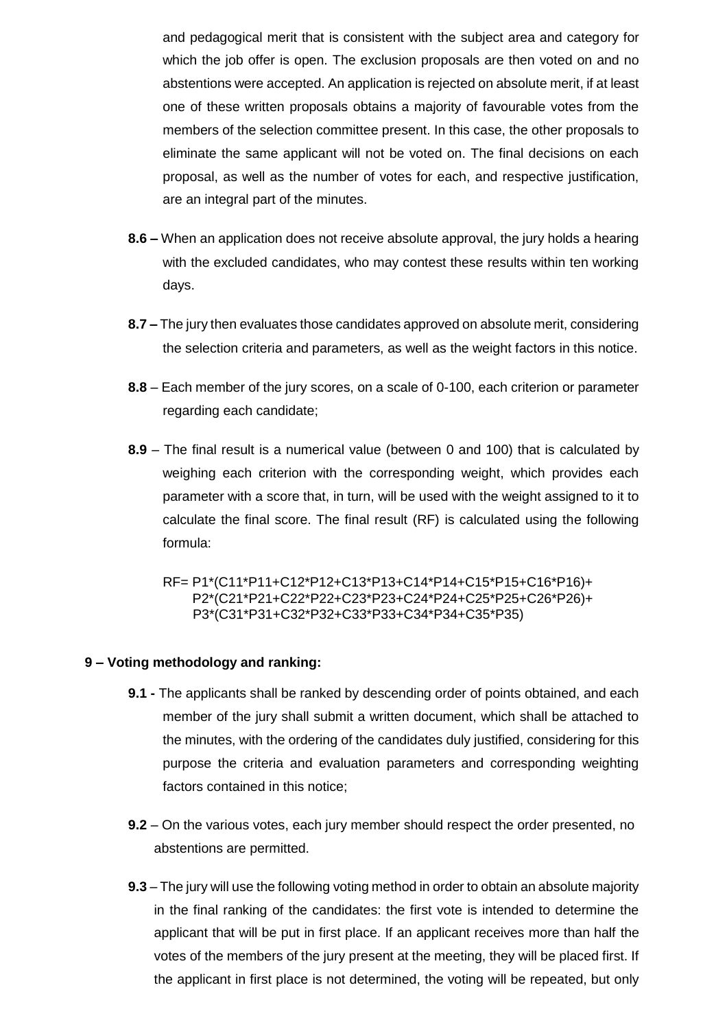and pedagogical merit that is consistent with the subject area and category for which the job offer is open. The exclusion proposals are then voted on and no abstentions were accepted. An application is rejected on absolute merit, if at least one of these written proposals obtains a majority of favourable votes from the members of the selection committee present. In this case, the other proposals to eliminate the same applicant will not be voted on. The final decisions on each proposal, as well as the number of votes for each, and respective justification, are an integral part of the minutes.

**8.6 –** When an application does not receive absolute approval, the jury holds a hearing with the excluded candidates, who may contest these results within ten working days.

**8.7 –** The jury then evaluates those candidates approved on absolute merit, considering the selection criteria and parameters, as well as the weight factors in this notice.

**8.8** – Each member of the jury scores, on a scale of 0-100, each criterion or parameter regarding each candidate;

**8.9** – The final result is a numerical value (between 0 and 100) that is calculated by weighing each criterion with the corresponding weight, which provides each parameter with a score that, in turn, will be used with the weight assigned to it to calculate the final score. The final result (RF) is calculated using the following formula:

$$
\begin{aligned}
RF = {} & P1*(C11*P11+C12*P12+C13*P13+C14*P14+C15*P15+C16*P16)+ \\
& P2*(C21*P21+C22*P22+C23*P23+C24*P24+C25*P25+C26*P26)+ \\
& P3*(C31*P31+C32*P32+C33*P33+C34*P34+C35*P35)
\end{aligned}
$$

## 9 – Voting methodology and ranking:

**9.1 -** The applicants shall be ranked by descending order of points obtained, and each member of the jury shall submit a written document, which shall be attached to the minutes, with the ordering of the candidates duly justified, considering for this purpose the criteria and evaluation parameters and corresponding weighting factors contained in this notice;

**9.2** – On the various votes, each jury member should respect the order presented, no abstentions are permitted.

**9.3** – The jury will use the following voting method in order to obtain an absolute majority in the final ranking of the candidates: the first vote is intended to determine the applicant that will be put in first place. If an applicant receives more than half the votes of the members of the jury present at the meeting, they will be placed first. If the applicant in first place is not determined, the voting will be repeated, but only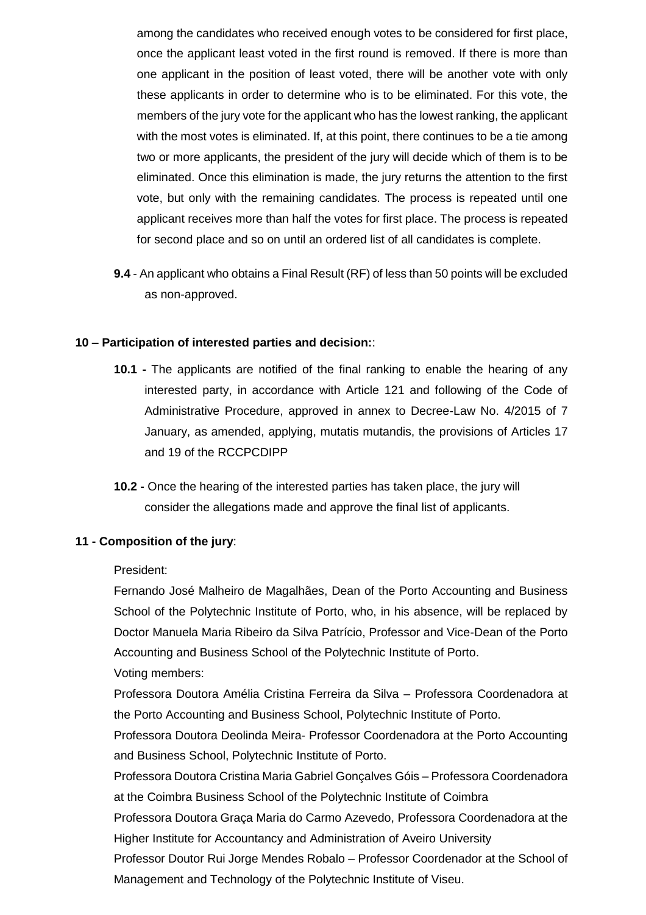among the candidates who received enough votes to be considered for first place, once the applicant least voted in the first round is removed. If there is more than one applicant in the position of least voted, there will be another vote with only these applicants in order to determine who is to be eliminated. For this vote, the members of the jury vote for the applicant who has the lowest ranking, the applicant with the most votes is eliminated. If, at this point, there continues to be a tie among two or more applicants, the president of the jury will decide which of them is to be eliminated. Once this elimination is made, the jury returns the attention to the first vote, but only with the remaining candidates. The process is repeated until one applicant receives more than half the votes for first place. The process is repeated for second place and so on until an ordered list of all candidates is complete.

**9.4** - An applicant who obtains a Final Result (RF) of less than 50 points will be excluded as non-approved.

## 10 – Participation of interested parties and decision::

**10.1 -** The applicants are notified of the final ranking to enable the hearing of any interested party, in accordance with Article 121 and following of the Code of Administrative Procedure, approved in annex to Decree-Law No. 4/2015 of 7 January, as amended, applying, mutatis mutandis, the provisions of Articles 17 and 19 of the RCCPCDIPP

**10.2 -** Once the hearing of the interested parties has taken place, the jury will consider the allegations made and approve the final list of applicants.

## 11 - Composition of the jury:

President:

Fernando José Malheiro de Magalhães, Dean of the Porto Accounting and Business School of the Polytechnic Institute of Porto, who, in his absence, will be replaced by Doctor Manuela Maria Ribeiro da Silva Patrício, Professor and Vice-Dean of the Porto Accounting and Business School of the Polytechnic Institute of Porto.

Voting members:

Professora Doutora Amélia Cristina Ferreira da Silva – Professora Coordenadora at the Porto Accounting and Business School, Polytechnic Institute of Porto.

Professora Doutora Deolinda Meira- Professor Coordenadora at the Porto Accounting and Business School, Polytechnic Institute of Porto.

Professora Doutora Cristina Maria Gabriel Gonçalves Góis – Professora Coordenadora at the Coimbra Business School of the Polytechnic Institute of Coimbra

Professora Doutora Graça Maria do Carmo Azevedo, Professora Coordenadora at the Higher Institute for Accountancy and Administration of Aveiro University

Professor Doutor Rui Jorge Mendes Robalo – Professor Coordenador at the School of Management and Technology of the Polytechnic Institute of Viseu.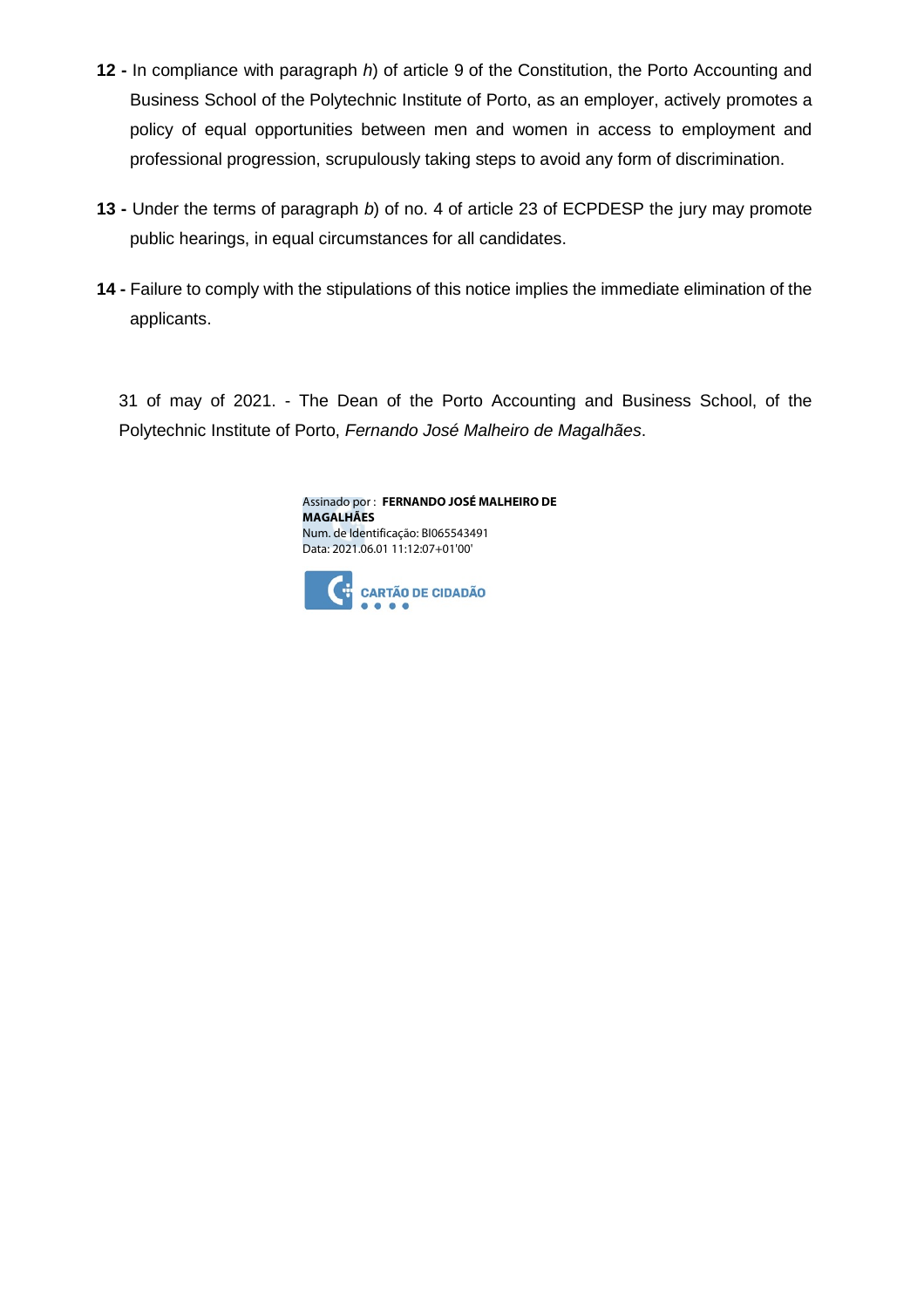**12 -** In compliance with paragraph *h*) of article 9 of the Constitution, the Porto Accounting and Business School of the Polytechnic Institute of Porto, as an employer, actively promotes a policy of equal opportunities between men and women in access to employment and professional progression, scrupulously taking steps to avoid any form of discrimination.

**13 -** Under the terms of paragraph *b*) of no. 4 of article 23 of ECPDESP the jury may promote public hearings, in equal circumstances for all candidates.

**14 -** Failure to comply with the stipulations of this notice implies the immediate elimination of the applicants.

31 of may of 2021. - The Dean of the Porto Accounting and Business School, of the Polytechnic Institute of Porto, *Fernando José Malheiro de Magalhães*.

Assinado por : **FERNANDO JOSÉ MALHEIRO DE MAGALHÃES**
Num. de Identificação: BI065543491
Data: 2021.06.01 11:12:07+01'00'

CARTÃO DE CIDADÃO